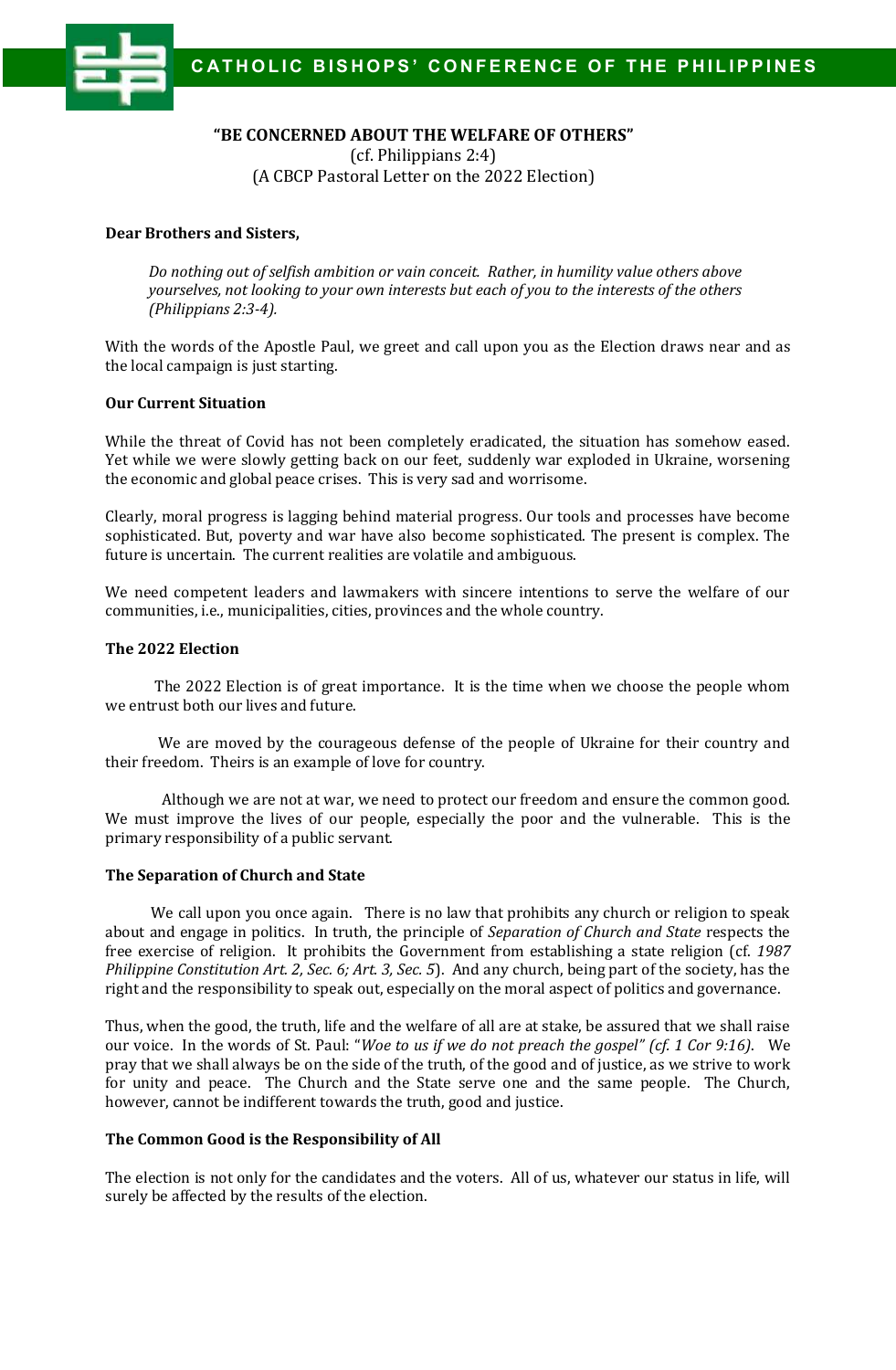CATHOLIC BISHOPS' CONFERENCE OF THE PHILIPPINES

# "BE CONCERNED ABOUT THE WELFARE OF OTHERS"

(cf. Philippians 2:4)
(A CBCP Pastoral Letter on the 2022 Election)

**Dear Brothers and Sisters,**

> *Do nothing out of selfish ambition or vain conceit. Rather, in humility value others above yourselves, not looking to your own interests but each of you to the interests of the others (Philippians 2:3-4).*

With the words of the Apostle Paul, we greet and call upon you as the Election draws near and as the local campaign is just starting.

**Our Current Situation**

While the threat of Covid has not been completely eradicated, the situation has somehow eased. Yet while we were slowly getting back on our feet, suddenly war exploded in Ukraine, worsening the economic and global peace crises. This is very sad and worrisome.

Clearly, moral progress is lagging behind material progress. Our tools and processes have become sophisticated. But, poverty and war have also become sophisticated. The present is complex. The future is uncertain. The current realities are volatile and ambiguous.

We need competent leaders and lawmakers with sincere intentions to serve the welfare of our communities, i.e., municipalities, cities, provinces and the whole country.

**The 2022 Election**

The 2022 Election is of great importance. It is the time when we choose the people whom we entrust both our lives and future.

We are moved by the courageous defense of the people of Ukraine for their country and their freedom. Theirs is an example of love for country.

Although we are not at war, we need to protect our freedom and ensure the common good. We must improve the lives of our people, especially the poor and the vulnerable. This is the primary responsibility of a public servant.

**The Separation of Church and State**

We call upon you once again. There is no law that prohibits any church or religion to speak about and engage in politics. In truth, the principle of *Separation of Church and State* respects the free exercise of religion. It prohibits the Government from establishing a state religion (cf. *1987 Philippine Constitution Art. 2, Sec. 6; Art. 3, Sec. 5*). And any church, being part of the society, has the right and the responsibility to speak out, especially on the moral aspect of politics and governance.

Thus, when the good, the truth, life and the welfare of all are at stake, be assured that we shall raise our voice. In the words of St. Paul: "*Woe to us if we do not preach the gospel" (cf. 1 Cor 9:16).* We pray that we shall always be on the side of the truth, of the good and of justice, as we strive to work for unity and peace. The Church and the State serve one and the same people. The Church, however, cannot be indifferent towards the truth, good and justice.

**The Common Good is the Responsibility of All**

The election is not only for the candidates and the voters. All of us, whatever our status in life, will surely be affected by the results of the election.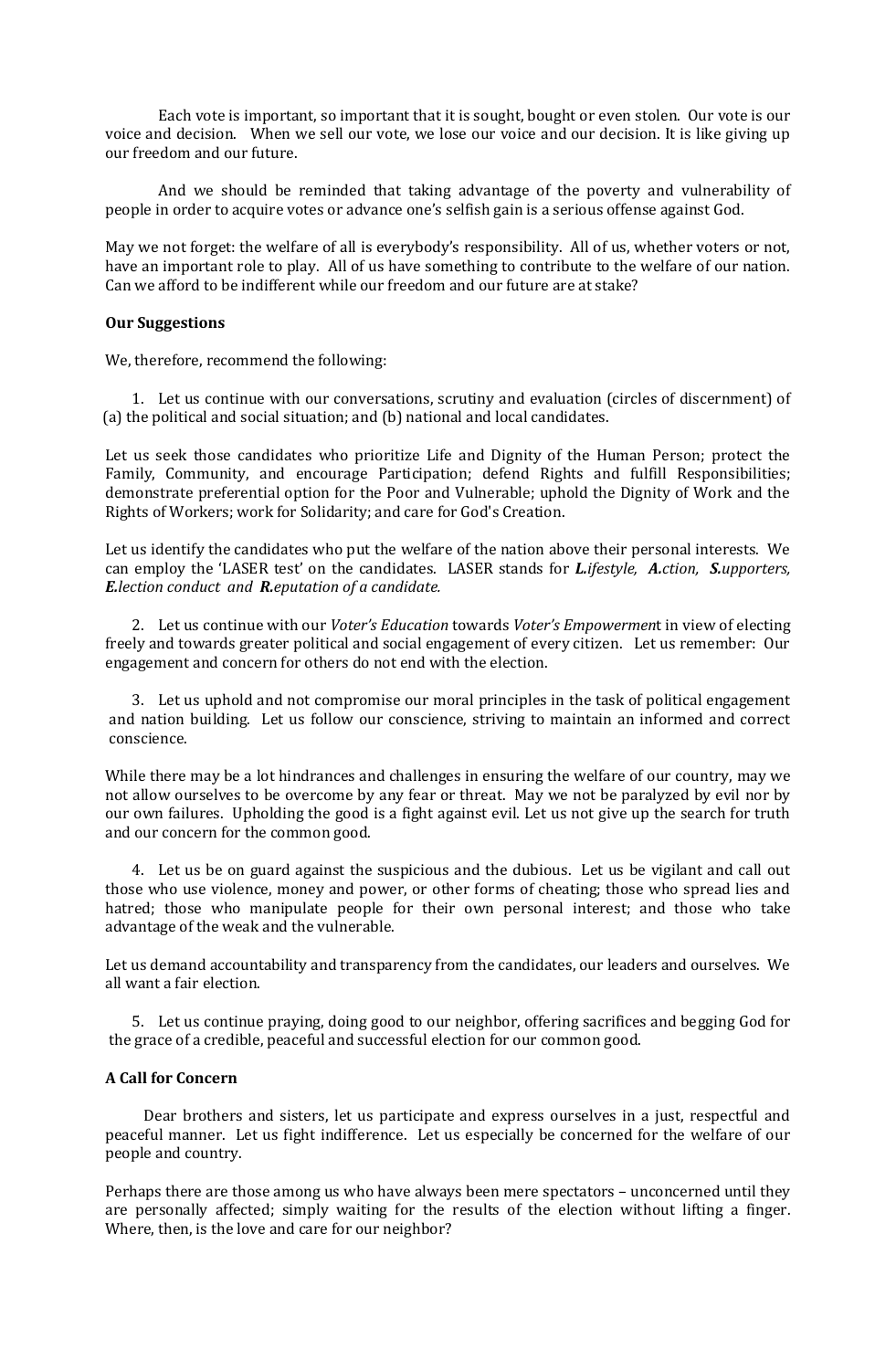Each vote is important, so important that it is sought, bought or even stolen. Our vote is our voice and decision. When we sell our vote, we lose our voice and our decision. It is like giving up our freedom and our future.

And we should be reminded that taking advantage of the poverty and vulnerability of people in order to acquire votes or advance one's selfish gain is a serious offense against God.

May we not forget: the welfare of all is everybody's responsibility. All of us, whether voters or not, have an important role to play. All of us have something to contribute to the welfare of our nation. Can we afford to be indifferent while our freedom and our future are at stake?

**Our Suggestions**

We, therefore, recommend the following:

1. Let us continue with our conversations, scrutiny and evaluation (circles of discernment) of (a) the political and social situation; and (b) national and local candidates.

Let us seek those candidates who prioritize Life and Dignity of the Human Person; protect the Family, Community, and encourage Participation; defend Rights and fulfill Responsibilities; demonstrate preferential option for the Poor and Vulnerable; uphold the Dignity of Work and the Rights of Workers; work for Solidarity; and care for God's Creation.

Let us identify the candidates who put the welfare of the nation above their personal interests. We can employ the 'LASER test' on the candidates. LASER stands for ***L.****ifestyle,* ***A.****ction,* ***S.****upporters,* ***E.****lection conduct and* ***R.****eputation of a candidate.*

2. Let us continue with our *Voter's Education* towards *Voter's Empowermen*t in view of electing freely and towards greater political and social engagement of every citizen. Let us remember: Our engagement and concern for others do not end with the election.

3. Let us uphold and not compromise our moral principles in the task of political engagement and nation building. Let us follow our conscience, striving to maintain an informed and correct conscience.

While there may be a lot hindrances and challenges in ensuring the welfare of our country, may we not allow ourselves to be overcome by any fear or threat. May we not be paralyzed by evil nor by our own failures. Upholding the good is a fight against evil. Let us not give up the search for truth and our concern for the common good.

4. Let us be on guard against the suspicious and the dubious. Let us be vigilant and call out those who use violence, money and power, or other forms of cheating; those who spread lies and hatred; those who manipulate people for their own personal interest; and those who take advantage of the weak and the vulnerable.

Let us demand accountability and transparency from the candidates, our leaders and ourselves. We all want a fair election.

5. Let us continue praying, doing good to our neighbor, offering sacrifices and begging God for the grace of a credible, peaceful and successful election for our common good.

**A Call for Concern**

Dear brothers and sisters, let us participate and express ourselves in a just, respectful and peaceful manner. Let us fight indifference. Let us especially be concerned for the welfare of our people and country.

Perhaps there are those among us who have always been mere spectators – unconcerned until they are personally affected; simply waiting for the results of the election without lifting a finger. Where, then, is the love and care for our neighbor?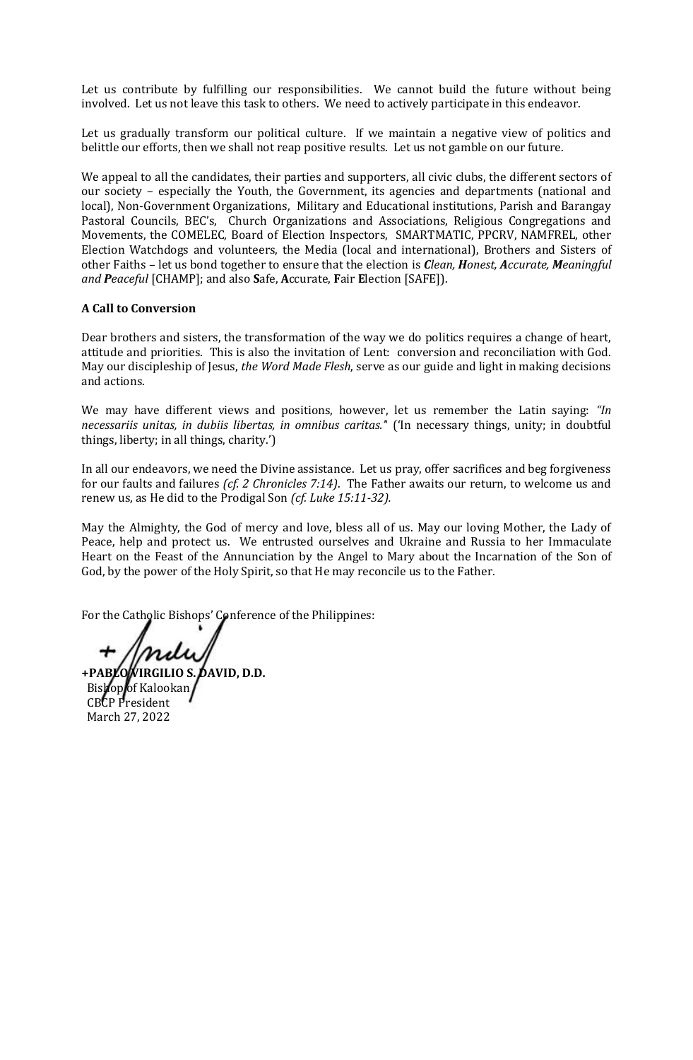Let us contribute by fulfilling our responsibilities. We cannot build the future without being involved. Let us not leave this task to others. We need to actively participate in this endeavor.

Let us gradually transform our political culture. If we maintain a negative view of politics and belittle our efforts, then we shall not reap positive results. Let us not gamble on our future.

We appeal to all the candidates, their parties and supporters, all civic clubs, the different sectors of our society – especially the Youth, the Government, its agencies and departments (national and local), Non-Government Organizations, Military and Educational institutions, Parish and Barangay Pastoral Councils, BEC's, Church Organizations and Associations, Religious Congregations and Movements, the COMELEC, Board of Election Inspectors, SMARTMATIC, PPCRV, NAMFREL, other Election Watchdogs and volunteers, the Media (local and international), Brothers and Sisters of other Faiths – let us bond together to ensure that the election is ***C****lean,* ***H****onest,* ***A****ccurate,* ***M****eaningful and* ***P****eaceful* [CHAMP]; and also **S**afe, **A**ccurate, **F**air **E**lection [SAFE]).

**A Call to Conversion**

Dear brothers and sisters, the transformation of the way we do politics requires a change of heart, attitude and priorities. This is also the invitation of Lent: conversion and reconciliation with God. May our discipleship of Jesus, *the Word Made Flesh*, serve as our guide and light in making decisions and actions.

We may have different views and positions, however, let us remember the Latin saying: *"In necessariis unitas, in dubiis libertas, in omnibus caritas."* ('In necessary things, unity; in doubtful things, liberty; in all things, charity.')

In all our endeavors, we need the Divine assistance. Let us pray, offer sacrifices and beg forgiveness for our faults and failures *(cf. 2 Chronicles 7:14)*. The Father awaits our return, to welcome us and renew us, as He did to the Prodigal Son *(cf. Luke 15:11-32).*

May the Almighty, the God of mercy and love, bless all of us. May our loving Mother, the Lady of Peace, help and protect us. We entrusted ourselves and Ukraine and Russia to her Immaculate Heart on the Feast of the Annunciation by the Angel to Mary about the Incarnation of the Son of God, by the power of the Holy Spirit, so that He may reconcile us to the Father.

For the Catholic Bishops' Conference of the Philippines:

**+PABLO VIRGILIO S. DAVID, D.D.**
Bishop of Kalookan
CBCP President
March 27, 2022